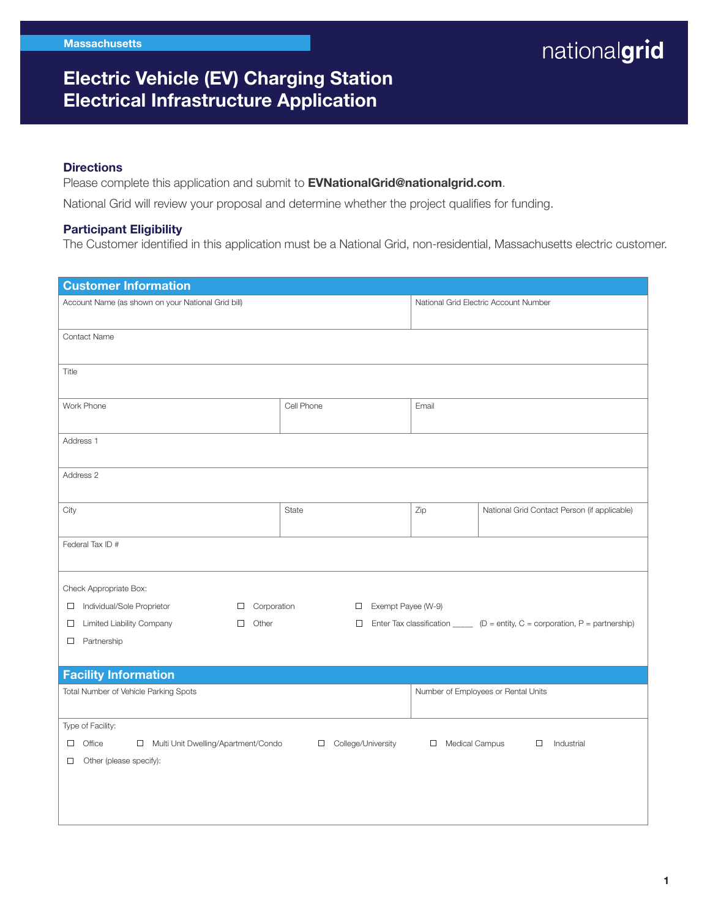Massachusetts

# Electric Vehicle (EV) Charging Station Electrical Infrastructure Application

### Directions

Please complete this application and submit to **EVNationalGrid@nationalgrid.com**.

National Grid will review your proposal and determine whether the project qualifies for funding.

### Participant Eligibility

The Customer identified in this application must be a National Grid, non-residential, Massachusetts electric customer.

## Customer Information

| Account Name (as shown on your National Grid bill) | | | National Grid Electric Account Number |
|---|---|---|---|
| Contact Name | | | |
| Title | | | |
| Work Phone | Cell Phone | Email | |
| Address 1 | | | |
| Address 2 | | | |
| City | State | Zip | National Grid Contact Person (if applicable) |
| Federal Tax ID # | | | |

Check Appropriate Box:

- ☐ Individual/Sole Proprietor
- ☐ Corporation
- ☐ Exempt Payee (W-9)
- ☐ Limited Liability Company
- ☐ Other
- ☐ Enter Tax classification _____ (D = entity, C = corporation, P = partnership)
- ☐ Partnership

## Facility Information

| Total Number of Vehicle Parking Spots | Number of Employees or Rental Units |
|---|---|
| | |

Type of Facility:

- ☐ Office
- ☐ Multi Unit Dwelling/Apartment/Condo
- ☐ College/University
- ☐ Medical Campus
- ☐ Industrial
- ☐ Other (please specify):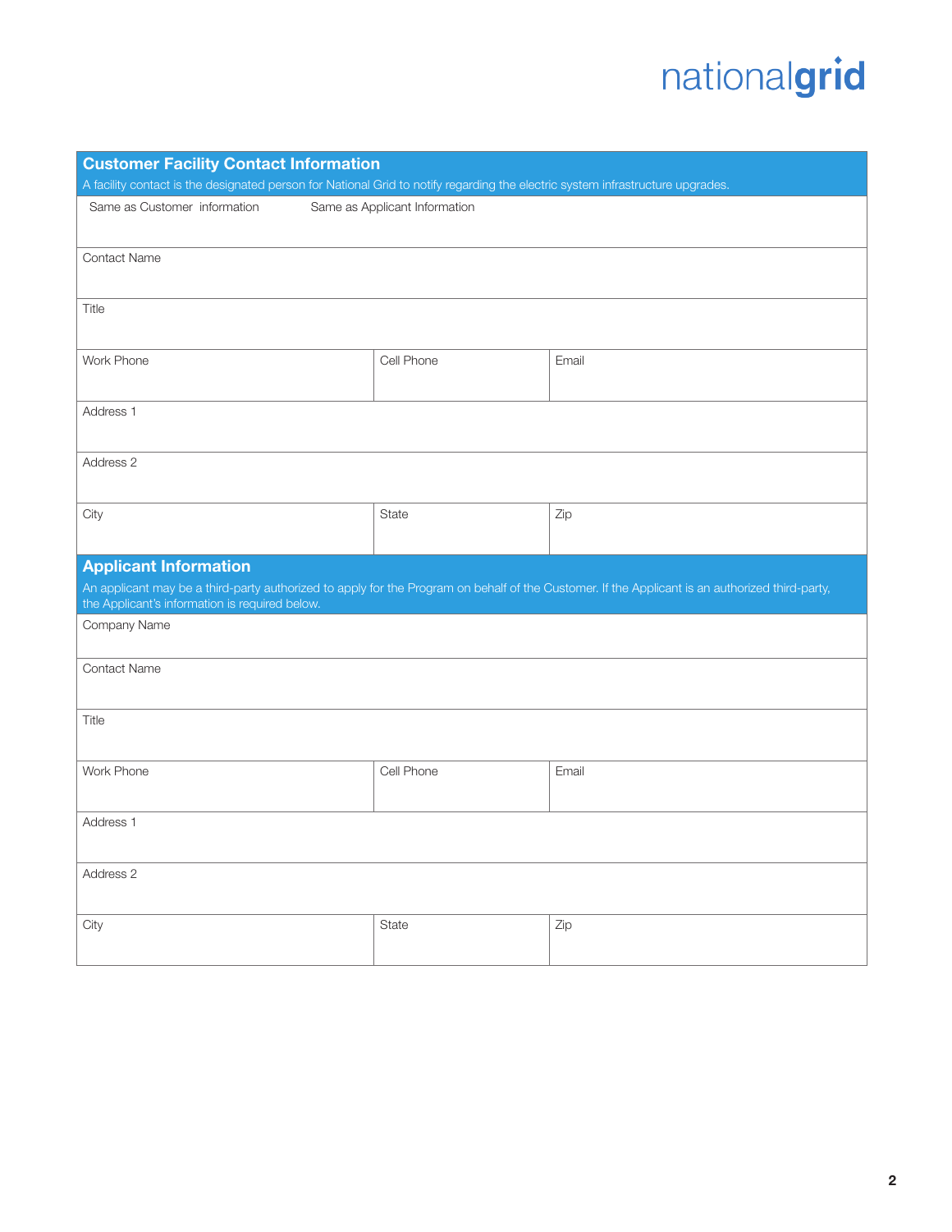## Customer Facility Contact Information

A facility contact is the designated person for National Grid to notify regarding the electric system infrastructure upgrades.

| Same as Customer information | Same as Applicant Information | |
|---|---|---|
| Contact Name | | |
| Title | | |
| Work Phone | Cell Phone | Email |
| Address 1 | | |
| Address 2 | | |
| City | State | Zip |

## Applicant Information

An applicant may be a third-party authorized to apply for the Program on behalf of the Customer. If the Applicant is an authorized third-party, the Applicant's information is required below.

| Company Name | | |
|---|---|---|
| Contact Name | | |
| Title | | |
| Work Phone | Cell Phone | Email |
| Address 1 | | |
| Address 2 | | |
| City | State | Zip |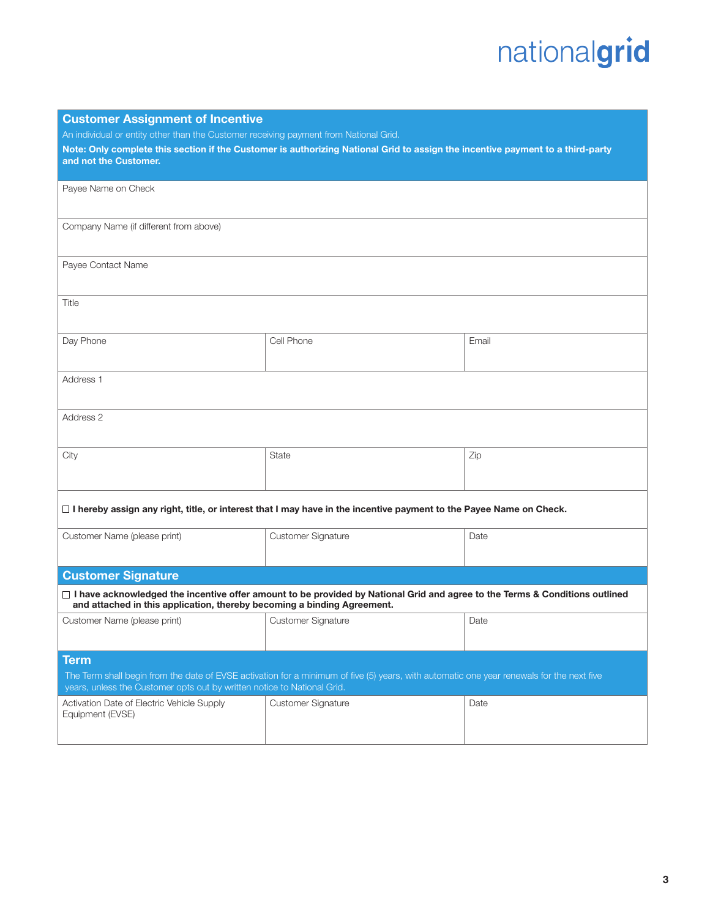## Customer Assignment of Incentive

An individual or entity other than the Customer receiving payment from National Grid.

**Note: Only complete this section if the Customer is authorizing National Grid to assign the incentive payment to a third-party and not the Customer.**

| Payee Name on Check | | |
|---|---|---|
| Company Name (if different from above) | | |
| Payee Contact Name | | |
| Title | | |
| Day Phone | Cell Phone | Email |
| Address 1 | | |
| Address 2 | | |
| City | State | Zip |

☐ **I hereby assign any right, title, or interest that I may have in the incentive payment to the Payee Name on Check.**

| Customer Name (please print) | Customer Signature | Date |
|---|---|---|
| | | |

## Customer Signature

☐ **I have acknowledged the incentive offer amount to be provided by National Grid and agree to the Terms & Conditions outlined and attached in this application, thereby becoming a binding Agreement.**

| Customer Name (please print) | Customer Signature | Date |
|---|---|---|
| | | |

## Term

The Term shall begin from the date of EVSE activation for a minimum of five (5) years, with automatic one year renewals for the next five years, unless the Customer opts out by written notice to National Grid.

| Activation Date of Electric Vehicle Supply Equipment (EVSE) | Customer Signature | Date |
|---|---|---|
| | | |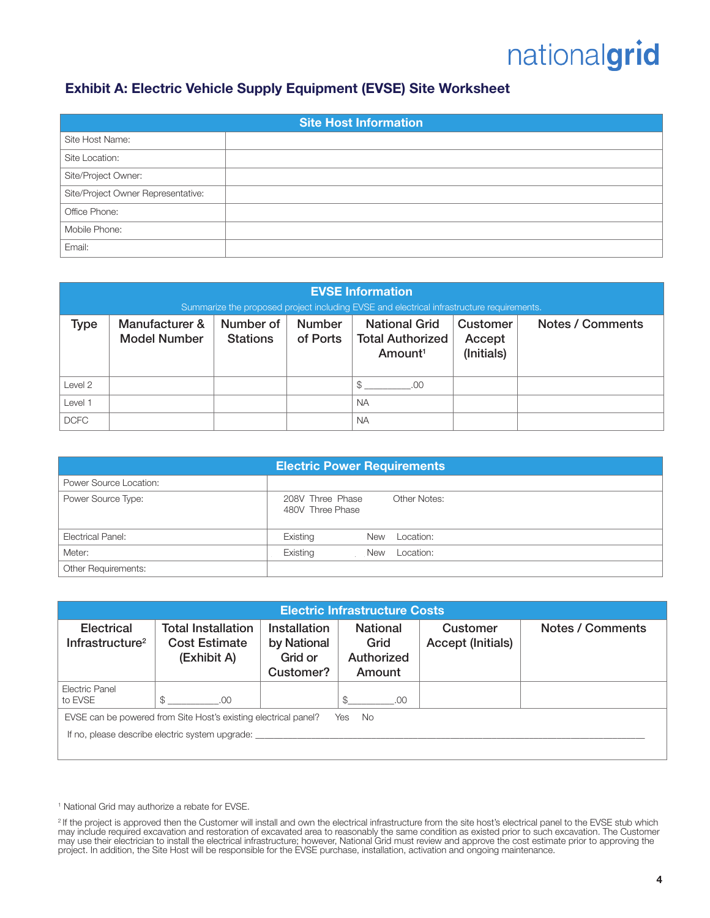## Exhibit A: Electric Vehicle Supply Equipment (EVSE) Site Worksheet

| Site Host Information | |
|---|---|
| Site Host Name: | |
| Site Location: | |
| Site/Project Owner: | |
| Site/Project Owner Representative: | |
| Office Phone: | |
| Mobile Phone: | |
| Email: | |

**EVSE Information**

Summarize the proposed project including EVSE and electrical infrastructure requirements.

| Type | Manufacturer & Model Number | Number of Stations | Number of Ports | National Grid Total Authorized Amount[1] | Customer Accept (Initials) | Notes / Comments |
|---|---|---|---|---|---|---|
| Level 2 | | | | $ _________.00 | | |
| Level 1 | | | | NA | | |
| DCFC | | | | NA | | |

| Electric Power Requirements | | |
|---|---|---|
| Power Source Location: | | |
| Power Source Type: | 208V Three Phase<br>480V Three Phase | Other Notes: |
| Electrical Panel: | Existing &nbsp;&nbsp; New | Location: |
| Meter: | Existing &nbsp;&nbsp; New | Location: |
| Other Requirements: | | |

**Electric Infrastructure Costs**

| Electrical Infrastructure[2] | Total Installation Cost Estimate (Exhibit A) | Installation by National Grid or Customer? | National Grid Authorized Amount | Customer Accept (Initials) | Notes / Comments |
|---|---|---|---|---|---|
| Electric Panel to EVSE | $ _________.00 | | $_________.00 | | |

EVSE can be powered from Site Host's existing electrical panel? Yes No

If no, please describe electric system upgrade: ______________________________

[1] National Grid may authorize a rebate for EVSE.

[2] If the project is approved then the Customer will install and own the electrical infrastructure from the site host's electrical panel to the EVSE stub which may include required excavation and restoration of excavated area to reasonably the same condition as existed prior to such excavation. The Customer may use their electrician to install the electrical infrastructure; however, National Grid must review and approve the cost estimate prior to approving the project. In addition, the Site Host will be responsible for the EVSE purchase, installation, activation and ongoing maintenance.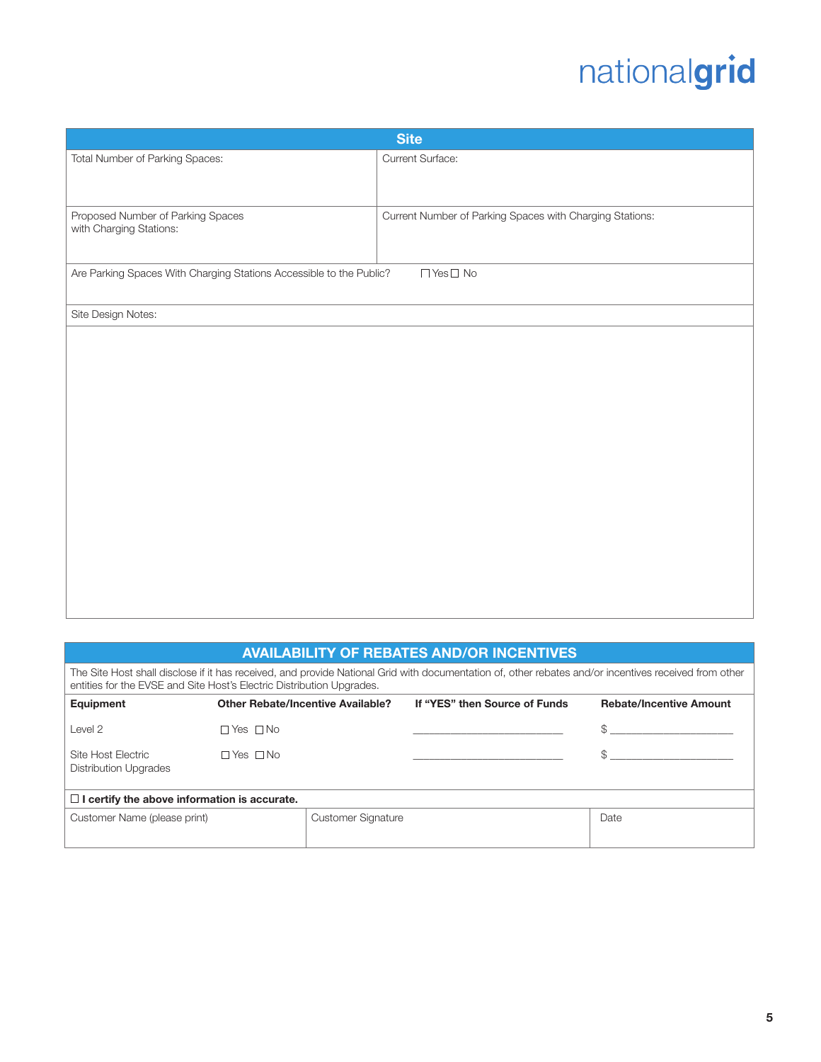## Site

| | |
|---|---|
| Total Number of Parking Spaces: | Current Surface: |
| Proposed Number of Parking Spaces with Charging Stations: | Current Number of Parking Spaces with Charging Stations: |
| Are Parking Spaces With Charging Stations Accessible to the Public? ☐ Yes ☐ No | |
| Site Design Notes: | |

## AVAILABILITY OF REBATES AND/OR INCENTIVES

The Site Host shall disclose if it has received, and provide National Grid with documentation of, other rebates and/or incentives received from other entities for the EVSE and Site Host's Electric Distribution Upgrades.

| Equipment | Other Rebate/Incentive Available? | If "YES" then Source of Funds | Rebate/Incentive Amount |
|---|---|---|---|
| Level 2 | ☐ Yes ☐ No | ______________________ | $ ____________________ |
| Site Host Electric Distribution Upgrades | ☐ Yes ☐ No | ______________________ | $ ____________________ |

☐ **I certify the above information is accurate.**

| Customer Name (please print) | Customer Signature | Date |
|---|---|---|
| | | |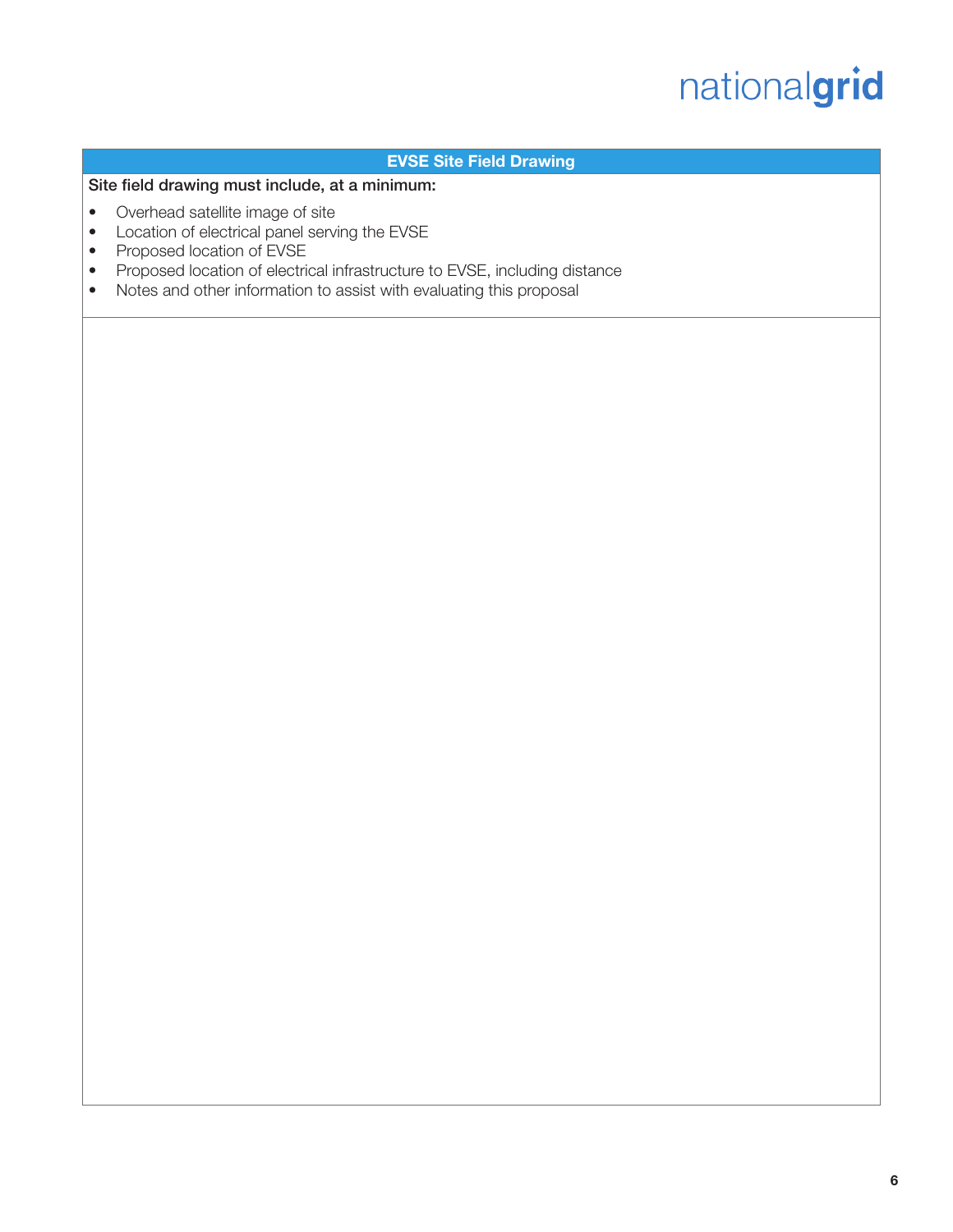## EVSE Site Field Drawing

**Site field drawing must include, at a minimum:**

- Overhead satellite image of site
- Location of electrical panel serving the EVSE
- Proposed location of EVSE
- Proposed location of electrical infrastructure to EVSE, including distance
- Notes and other information to assist with evaluating this proposal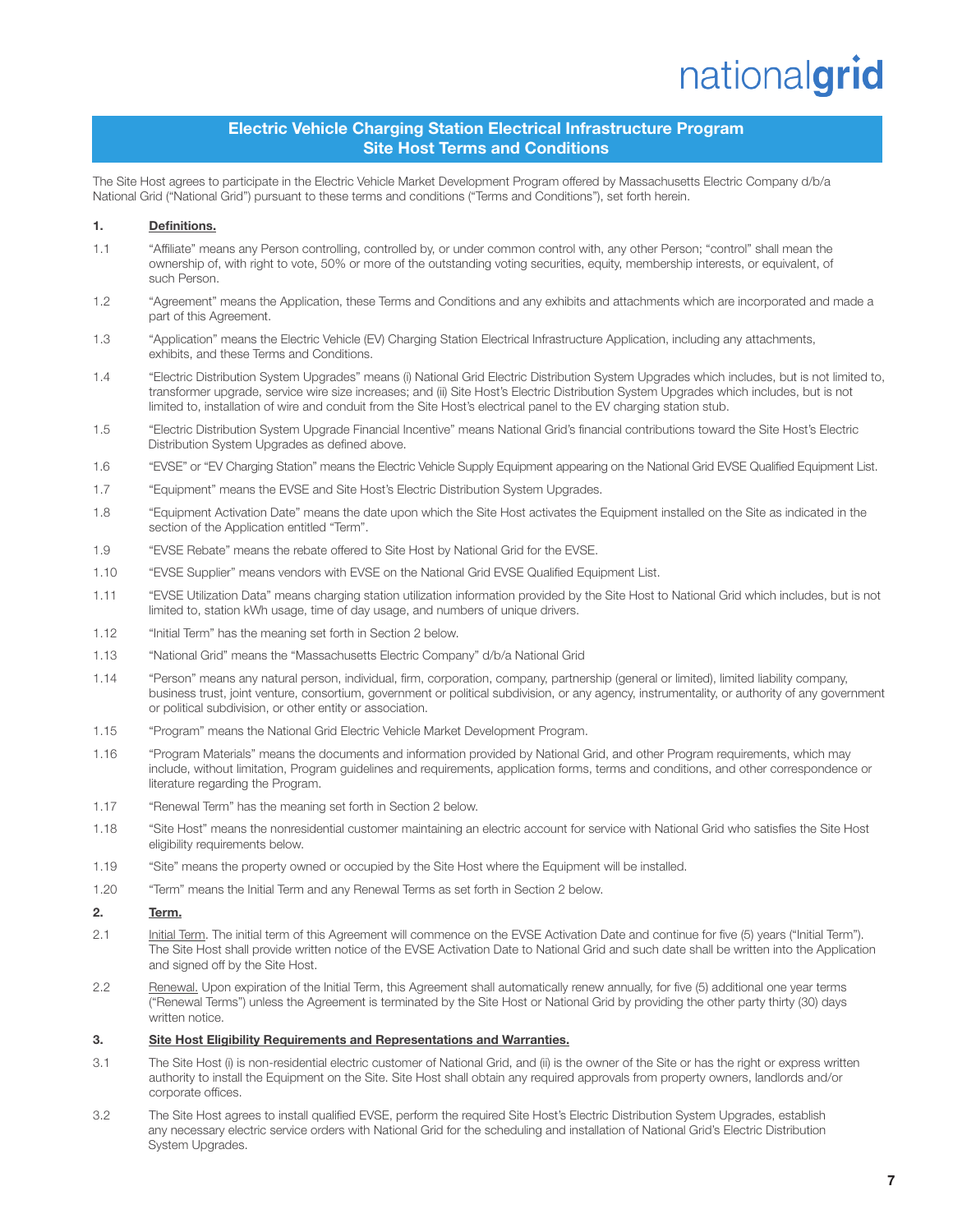## Electric Vehicle Charging Station Electrical Infrastructure Program
## Site Host Terms and Conditions

The Site Host agrees to participate in the Electric Vehicle Market Development Program offered by Massachusetts Electric Company d/b/a National Grid ("National Grid") pursuant to these terms and conditions ("Terms and Conditions"), set forth herein.

**1. Definitions.**

1.1 "Affiliate" means any Person controlling, controlled by, or under common control with, any other Person; "control" shall mean the ownership of, with right to vote, 50% or more of the outstanding voting securities, equity, membership interests, or equivalent, of such Person.

1.2 "Agreement" means the Application, these Terms and Conditions and any exhibits and attachments which are incorporated and made a part of this Agreement.

1.3 "Application" means the Electric Vehicle (EV) Charging Station Electrical Infrastructure Application, including any attachments, exhibits, and these Terms and Conditions.

1.4 "Electric Distribution System Upgrades" means (i) National Grid Electric Distribution System Upgrades which includes, but is not limited to, transformer upgrade, service wire size increases; and (ii) Site Host's Electric Distribution System Upgrades which includes, but is not limited to, installation of wire and conduit from the Site Host's electrical panel to the EV charging station stub.

1.5 "Electric Distribution System Upgrade Financial Incentive" means National Grid's financial contributions toward the Site Host's Electric Distribution System Upgrades as defined above.

1.6 "EVSE" or "EV Charging Station" means the Electric Vehicle Supply Equipment appearing on the National Grid EVSE Qualified Equipment List.

1.7 "Equipment" means the EVSE and Site Host's Electric Distribution System Upgrades.

1.8 "Equipment Activation Date" means the date upon which the Site Host activates the Equipment installed on the Site as indicated in the section of the Application entitled "Term".

1.9 "EVSE Rebate" means the rebate offered to Site Host by National Grid for the EVSE.

1.10 "EVSE Supplier" means vendors with EVSE on the National Grid EVSE Qualified Equipment List.

1.11 "EVSE Utilization Data" means charging station utilization information provided by the Site Host to National Grid which includes, but is not limited to, station kWh usage, time of day usage, and numbers of unique drivers.

1.12 "Initial Term" has the meaning set forth in Section 2 below.

1.13 "National Grid" means the "Massachusetts Electric Company" d/b/a National Grid

1.14 "Person" means any natural person, individual, firm, corporation, company, partnership (general or limited), limited liability company, business trust, joint venture, consortium, government or political subdivision, or any agency, instrumentality, or authority of any government or political subdivision, or other entity or association.

1.15 "Program" means the National Grid Electric Vehicle Market Development Program.

1.16 "Program Materials" means the documents and information provided by National Grid, and other Program requirements, which may include, without limitation, Program guidelines and requirements, application forms, terms and conditions, and other correspondence or literature regarding the Program.

1.17 "Renewal Term" has the meaning set forth in Section 2 below.

1.18 "Site Host" means the nonresidential customer maintaining an electric account for service with National Grid who satisfies the Site Host eligibility requirements below.

1.19 "Site" means the property owned or occupied by the Site Host where the Equipment will be installed.

1.20 "Term" means the Initial Term and any Renewal Terms as set forth in Section 2 below.

**2. Term.**

2.1 Initial Term. The initial term of this Agreement will commence on the EVSE Activation Date and continue for five (5) years ("Initial Term"). The Site Host shall provide written notice of the EVSE Activation Date to National Grid and such date shall be written into the Application and signed off by the Site Host.

2.2 Renewal. Upon expiration of the Initial Term, this Agreement shall automatically renew annually, for five (5) additional one year terms ("Renewal Terms") unless the Agreement is terminated by the Site Host or National Grid by providing the other party thirty (30) days written notice.

**3. Site Host Eligibility Requirements and Representations and Warranties.**

3.1 The Site Host (i) is non-residential electric customer of National Grid, and (ii) is the owner of the Site or has the right or express written authority to install the Equipment on the Site. Site Host shall obtain any required approvals from property owners, landlords and/or corporate offices.

3.2 The Site Host agrees to install qualified EVSE, perform the required Site Host's Electric Distribution System Upgrades, establish any necessary electric service orders with National Grid for the scheduling and installation of National Grid's Electric Distribution System Upgrades.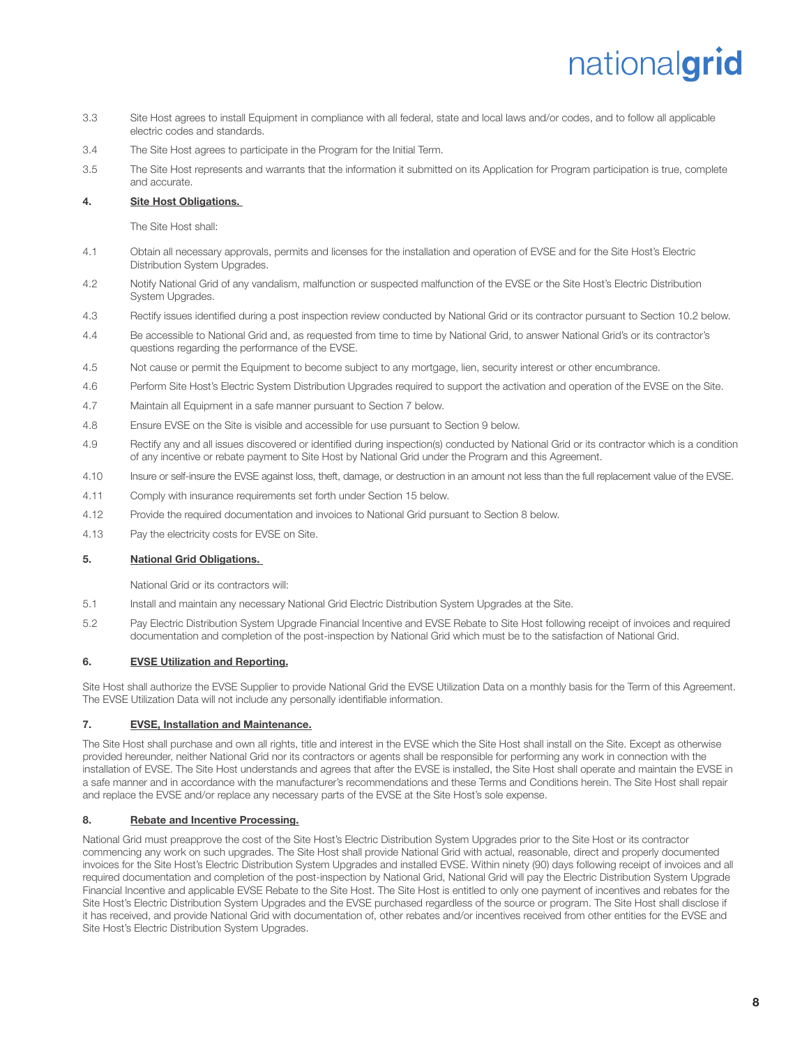3.3 Site Host agrees to install Equipment in compliance with all federal, state and local laws and/or codes, and to follow all applicable electric codes and standards.

3.4 The Site Host agrees to participate in the Program for the Initial Term.

3.5 The Site Host represents and warrants that the information it submitted on its Application for Program participation is true, complete and accurate.

**4. <u>Site Host Obligations.</u>**

The Site Host shall:

4.1 Obtain all necessary approvals, permits and licenses for the installation and operation of EVSE and for the Site Host's Electric Distribution System Upgrades.

4.2 Notify National Grid of any vandalism, malfunction or suspected malfunction of the EVSE or the Site Host's Electric Distribution System Upgrades.

4.3 Rectify issues identified during a post inspection review conducted by National Grid or its contractor pursuant to Section 10.2 below.

4.4 Be accessible to National Grid and, as requested from time to time by National Grid, to answer National Grid's or its contractor's questions regarding the performance of the EVSE.

4.5 Not cause or permit the Equipment to become subject to any mortgage, lien, security interest or other encumbrance.

4.6 Perform Site Host's Electric System Distribution Upgrades required to support the activation and operation of the EVSE on the Site.

4.7 Maintain all Equipment in a safe manner pursuant to Section 7 below.

4.8 Ensure EVSE on the Site is visible and accessible for use pursuant to Section 9 below.

4.9 Rectify any and all issues discovered or identified during inspection(s) conducted by National Grid or its contractor which is a condition of any incentive or rebate payment to Site Host by National Grid under the Program and this Agreement.

4.10 Insure or self-insure the EVSE against loss, theft, damage, or destruction in an amount not less than the full replacement value of the EVSE.

4.11 Comply with insurance requirements set forth under Section 15 below.

4.12 Provide the required documentation and invoices to National Grid pursuant to Section 8 below.

4.13 Pay the electricity costs for EVSE on Site.

**5. <u>National Grid Obligations.</u>**

National Grid or its contractors will:

5.1 Install and maintain any necessary National Grid Electric Distribution System Upgrades at the Site.

5.2 Pay Electric Distribution System Upgrade Financial Incentive and EVSE Rebate to Site Host following receipt of invoices and required documentation and completion of the post-inspection by National Grid which must be to the satisfaction of National Grid.

**6. <u>EVSE Utilization and Reporting.</u>**

Site Host shall authorize the EVSE Supplier to provide National Grid the EVSE Utilization Data on a monthly basis for the Term of this Agreement. The EVSE Utilization Data will not include any personally identifiable information.

**7. <u>EVSE, Installation and Maintenance.</u>**

The Site Host shall purchase and own all rights, title and interest in the EVSE which the Site Host shall install on the Site. Except as otherwise provided hereunder, neither National Grid nor its contractors or agents shall be responsible for performing any work in connection with the installation of EVSE. The Site Host understands and agrees that after the EVSE is installed, the Site Host shall operate and maintain the EVSE in a safe manner and in accordance with the manufacturer's recommendations and these Terms and Conditions herein. The Site Host shall repair and replace the EVSE and/or replace any necessary parts of the EVSE at the Site Host's sole expense.

**8. <u>Rebate and Incentive Processing.</u>**

National Grid must preapprove the cost of the Site Host's Electric Distribution System Upgrades prior to the Site Host or its contractor commencing any work on such upgrades. The Site Host shall provide National Grid with actual, reasonable, direct and properly documented invoices for the Site Host's Electric Distribution System Upgrades and installed EVSE. Within ninety (90) days following receipt of invoices and all required documentation and completion of the post-inspection by National Grid, National Grid will pay the Electric Distribution System Upgrade Financial Incentive and applicable EVSE Rebate to the Site Host. The Site Host is entitled to only one payment of incentives and rebates for the Site Host's Electric Distribution System Upgrades and the EVSE purchased regardless of the source or program. The Site Host shall disclose if it has received, and provide National Grid with documentation of, other rebates and/or incentives received from other entities for the EVSE and Site Host's Electric Distribution System Upgrades.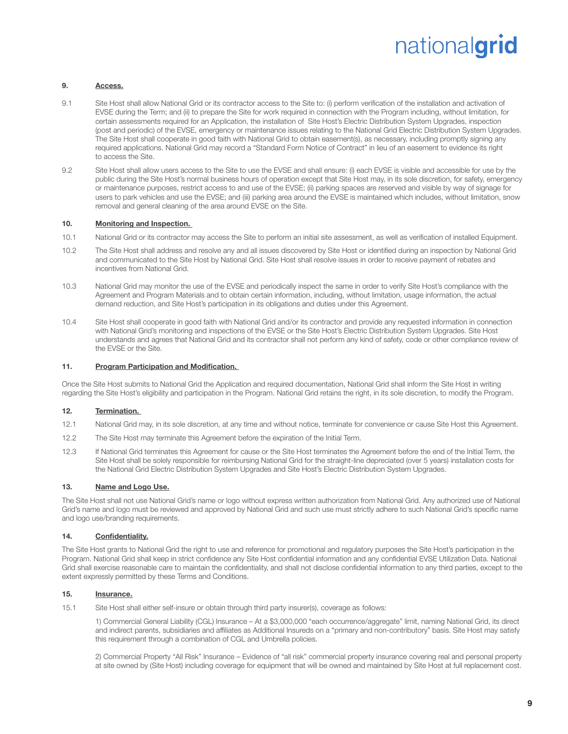### 9. Access.

9.1 Site Host shall allow National Grid or its contractor access to the Site to: (i) perform verification of the installation and activation of EVSE during the Term; and (ii) to prepare the Site for work required in connection with the Program including, without limitation, for certain assessments required for an Application, the installation of Site Host's Electric Distribution System Upgrades, inspection (post and periodic) of the EVSE, emergency or maintenance issues relating to the National Grid Electric Distribution System Upgrades. The Site Host shall cooperate in good faith with National Grid to obtain easement(s), as necessary, including promptly signing any required applications. National Grid may record a "Standard Form Notice of Contract" in lieu of an easement to evidence its right to access the Site.

9.2 Site Host shall allow users access to the Site to use the EVSE and shall ensure: (i) each EVSE is visible and accessible for use by the public during the Site Host's normal business hours of operation except that Site Host may, in its sole discretion, for safety, emergency or maintenance purposes, restrict access to and use of the EVSE; (ii) parking spaces are reserved and visible by way of signage for users to park vehicles and use the EVSE; and (iii) parking area around the EVSE is maintained which includes, without limitation, snow removal and general cleaning of the area around EVSE on the Site.

### 10. Monitoring and Inspection.

10.1 National Grid or its contractor may access the Site to perform an initial site assessment, as well as verification of installed Equipment.

10.2 The Site Host shall address and resolve any and all issues discovered by Site Host or identified during an inspection by National Grid and communicated to the Site Host by National Grid. Site Host shall resolve issues in order to receive payment of rebates and incentives from National Grid.

10.3 National Grid may monitor the use of the EVSE and periodically inspect the same in order to verify Site Host's compliance with the Agreement and Program Materials and to obtain certain information, including, without limitation, usage information, the actual demand reduction, and Site Host's participation in its obligations and duties under this Agreement.

10.4 Site Host shall cooperate in good faith with National Grid and/or its contractor and provide any requested information in connection with National Grid's monitoring and inspections of the EVSE or the Site Host's Electric Distribution System Upgrades. Site Host understands and agrees that National Grid and its contractor shall not perform any kind of safety, code or other compliance review of the EVSE or the Site.

### 11. Program Participation and Modification.

Once the Site Host submits to National Grid the Application and required documentation, National Grid shall inform the Site Host in writing regarding the Site Host's eligibility and participation in the Program. National Grid retains the right, in its sole discretion, to modify the Program.

### 12. Termination.

12.1 National Grid may, in its sole discretion, at any time and without notice, terminate for convenience or cause Site Host this Agreement.

12.2 The Site Host may terminate this Agreement before the expiration of the Initial Term.

12.3 If National Grid terminates this Agreement for cause or the Site Host terminates the Agreement before the end of the Initial Term, the Site Host shall be solely responsible for reimbursing National Grid for the straight-line depreciated (over 5 years) installation costs for the National Grid Electric Distribution System Upgrades and Site Host's Electric Distribution System Upgrades.

### 13. Name and Logo Use.

The Site Host shall not use National Grid's name or logo without express written authorization from National Grid. Any authorized use of National Grid's name and logo must be reviewed and approved by National Grid and such use must strictly adhere to such National Grid's specific name and logo use/branding requirements.

### 14. Confidentiality.

The Site Host grants to National Grid the right to use and reference for promotional and regulatory purposes the Site Host's participation in the Program. National Grid shall keep in strict confidence any Site Host confidential information and any confidential EVSE Utilization Data. National Grid shall exercise reasonable care to maintain the confidentiality, and shall not disclose confidential information to any third parties, except to the extent expressly permitted by these Terms and Conditions.

### 15. Insurance.

15.1 Site Host shall either self-insure or obtain through third party insurer(s), coverage as follows:

1) Commercial General Liability (CGL) Insurance – At a $3,000,000 "each occurrence/aggregate" limit, naming National Grid, its direct and indirect parents, subsidiaries and affiliates as Additional Insureds on a "primary and non-contributory" basis. Site Host may satisfy this requirement through a combination of CGL and Umbrella policies.

2) Commercial Property "All Risk" Insurance – Evidence of "all risk" commercial property insurance covering real and personal property at site owned by (Site Host) including coverage for equipment that will be owned and maintained by Site Host at full replacement cost.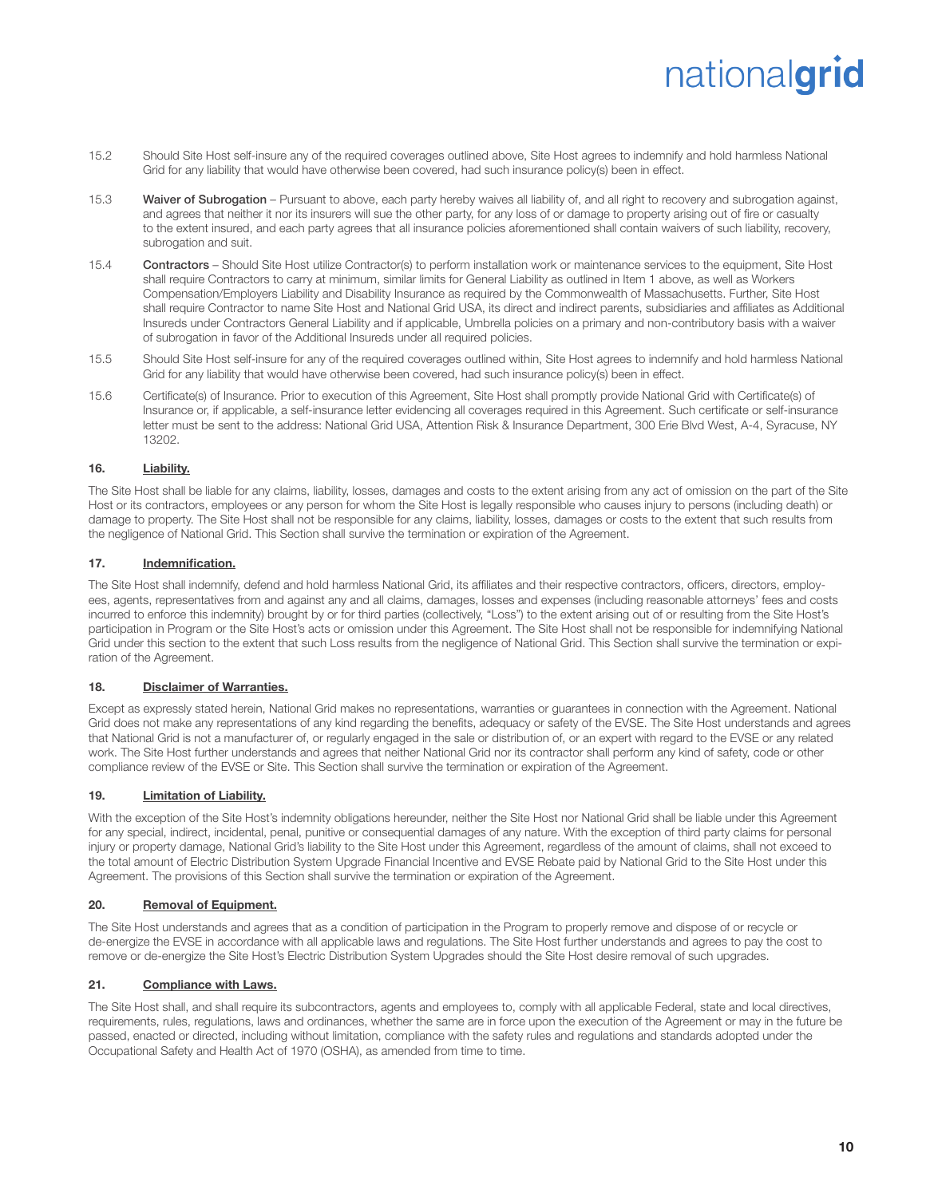15.2 Should Site Host self-insure any of the required coverages outlined above, Site Host agrees to indemnify and hold harmless National Grid for any liability that would have otherwise been covered, had such insurance policy(s) been in effect.

15.3 **Waiver of Subrogation** – Pursuant to above, each party hereby waives all liability of, and all right to recovery and subrogation against, and agrees that neither it nor its insurers will sue the other party, for any loss of or damage to property arising out of fire or casualty to the extent insured, and each party agrees that all insurance policies aforementioned shall contain waivers of such liability, recovery, subrogation and suit.

15.4 **Contractors** – Should Site Host utilize Contractor(s) to perform installation work or maintenance services to the equipment, Site Host shall require Contractors to carry at minimum, similar limits for General Liability as outlined in Item 1 above, as well as Workers Compensation/Employers Liability and Disability Insurance as required by the Commonwealth of Massachusetts. Further, Site Host shall require Contractor to name Site Host and National Grid USA, its direct and indirect parents, subsidiaries and affiliates as Additional Insureds under Contractors General Liability and if applicable, Umbrella policies on a primary and non-contributory basis with a waiver of subrogation in favor of the Additional Insureds under all required policies.

15.5 Should Site Host self-insure for any of the required coverages outlined within, Site Host agrees to indemnify and hold harmless National Grid for any liability that would have otherwise been covered, had such insurance policy(s) been in effect.

15.6 Certificate(s) of Insurance. Prior to execution of this Agreement, Site Host shall promptly provide National Grid with Certificate(s) of Insurance or, if applicable, a self-insurance letter evidencing all coverages required in this Agreement. Such certificate or self-insurance letter must be sent to the address: National Grid USA, Attention Risk & Insurance Department, 300 Erie Blvd West, A-4, Syracuse, NY 13202.

### 16. Liability.

The Site Host shall be liable for any claims, liability, losses, damages and costs to the extent arising from any act of omission on the part of the Site Host or its contractors, employees or any person for whom the Site Host is legally responsible who causes injury to persons (including death) or damage to property. The Site Host shall not be responsible for any claims, liability, losses, damages or costs to the extent that such results from the negligence of National Grid. This Section shall survive the termination or expiration of the Agreement.

### 17. Indemnification.

The Site Host shall indemnify, defend and hold harmless National Grid, its affiliates and their respective contractors, officers, directors, employees, agents, representatives from and against any and all claims, damages, losses and expenses (including reasonable attorneys' fees and costs incurred to enforce this indemnity) brought by or for third parties (collectively, "Loss") to the extent arising out of or resulting from the Site Host's participation in Program or the Site Host's acts or omission under this Agreement. The Site Host shall not be responsible for indemnifying National Grid under this section to the extent that such Loss results from the negligence of National Grid. This Section shall survive the termination or expiration of the Agreement.

### 18. Disclaimer of Warranties.

Except as expressly stated herein, National Grid makes no representations, warranties or guarantees in connection with the Agreement. National Grid does not make any representations of any kind regarding the benefits, adequacy or safety of the EVSE. The Site Host understands and agrees that National Grid is not a manufacturer of, or regularly engaged in the sale or distribution of, or an expert with regard to the EVSE or any related work. The Site Host further understands and agrees that neither National Grid nor its contractor shall perform any kind of safety, code or other compliance review of the EVSE or Site. This Section shall survive the termination or expiration of the Agreement.

### 19. Limitation of Liability.

With the exception of the Site Host's indemnity obligations hereunder, neither the Site Host nor National Grid shall be liable under this Agreement for any special, indirect, incidental, penal, punitive or consequential damages of any nature. With the exception of third party claims for personal injury or property damage, National Grid's liability to the Site Host under this Agreement, regardless of the amount of claims, shall not exceed to the total amount of Electric Distribution System Upgrade Financial Incentive and EVSE Rebate paid by National Grid to the Site Host under this Agreement. The provisions of this Section shall survive the termination or expiration of the Agreement.

### 20. Removal of Equipment.

The Site Host understands and agrees that as a condition of participation in the Program to properly remove and dispose of or recycle or de-energize the EVSE in accordance with all applicable laws and regulations. The Site Host further understands and agrees to pay the cost to remove or de-energize the Site Host's Electric Distribution System Upgrades should the Site Host desire removal of such upgrades.

### 21. Compliance with Laws.

The Site Host shall, and shall require its subcontractors, agents and employees to, comply with all applicable Federal, state and local directives, requirements, rules, regulations, laws and ordinances, whether the same are in force upon the execution of the Agreement or may in the future be passed, enacted or directed, including without limitation, compliance with the safety rules and regulations and standards adopted under the Occupational Safety and Health Act of 1970 (OSHA), as amended from time to time.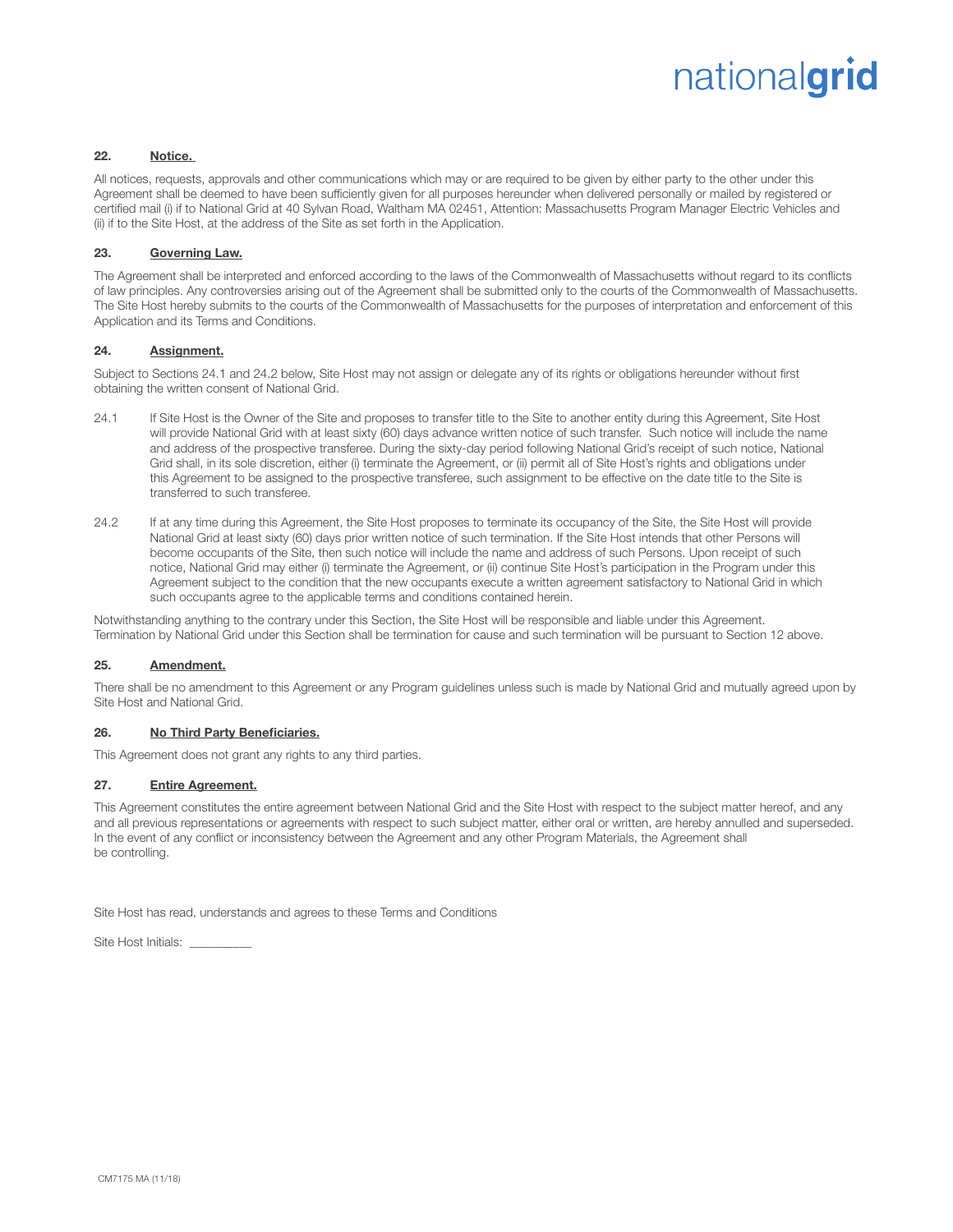## 22. Notice.

All notices, requests, approvals and other communications which may or are required to be given by either party to the other under this Agreement shall be deemed to have been sufficiently given for all purposes hereunder when delivered personally or mailed by registered or certified mail (i) if to National Grid at 40 Sylvan Road, Waltham MA 02451, Attention: Massachusetts Program Manager Electric Vehicles and (ii) if to the Site Host, at the address of the Site as set forth in the Application.

## 23. Governing Law.

The Agreement shall be interpreted and enforced according to the laws of the Commonwealth of Massachusetts without regard to its conflicts of law principles. Any controversies arising out of the Agreement shall be submitted only to the courts of the Commonwealth of Massachusetts. The Site Host hereby submits to the courts of the Commonwealth of Massachusetts for the purposes of interpretation and enforcement of this Application and its Terms and Conditions.

## 24. Assignment.

Subject to Sections 24.1 and 24.2 below, Site Host may not assign or delegate any of its rights or obligations hereunder without first obtaining the written consent of National Grid.

24.1 If Site Host is the Owner of the Site and proposes to transfer title to the Site to another entity during this Agreement, Site Host will provide National Grid with at least sixty (60) days advance written notice of such transfer. Such notice will include the name and address of the prospective transferee. During the sixty-day period following National Grid's receipt of such notice, National Grid shall, in its sole discretion, either (i) terminate the Agreement, or (ii) permit all of Site Host's rights and obligations under this Agreement to be assigned to the prospective transferee, such assignment to be effective on the date title to the Site is transferred to such transferee.

24.2 If at any time during this Agreement, the Site Host proposes to terminate its occupancy of the Site, the Site Host will provide National Grid at least sixty (60) days prior written notice of such termination. If the Site Host intends that other Persons will become occupants of the Site, then such notice will include the name and address of such Persons. Upon receipt of such notice, National Grid may either (i) terminate the Agreement, or (ii) continue Site Host's participation in the Program under this Agreement subject to the condition that the new occupants execute a written agreement satisfactory to National Grid in which such occupants agree to the applicable terms and conditions contained herein.

Notwithstanding anything to the contrary under this Section, the Site Host will be responsible and liable under this Agreement. Termination by National Grid under this Section shall be termination for cause and such termination will be pursuant to Section 12 above.

## 25. Amendment.

There shall be no amendment to this Agreement or any Program guidelines unless such is made by National Grid and mutually agreed upon by Site Host and National Grid.

## 26. No Third Party Beneficiaries.

This Agreement does not grant any rights to any third parties.

## 27. Entire Agreement.

This Agreement constitutes the entire agreement between National Grid and the Site Host with respect to the subject matter hereof, and any and all previous representations or agreements with respect to such subject matter, either oral or written, are hereby annulled and superseded. In the event of any conflict or inconsistency between the Agreement and any other Program Materials, the Agreement shall be controlling.

Site Host has read, understands and agrees to these Terms and Conditions

Site Host Initials: __________

CM7175 MA (11/18)